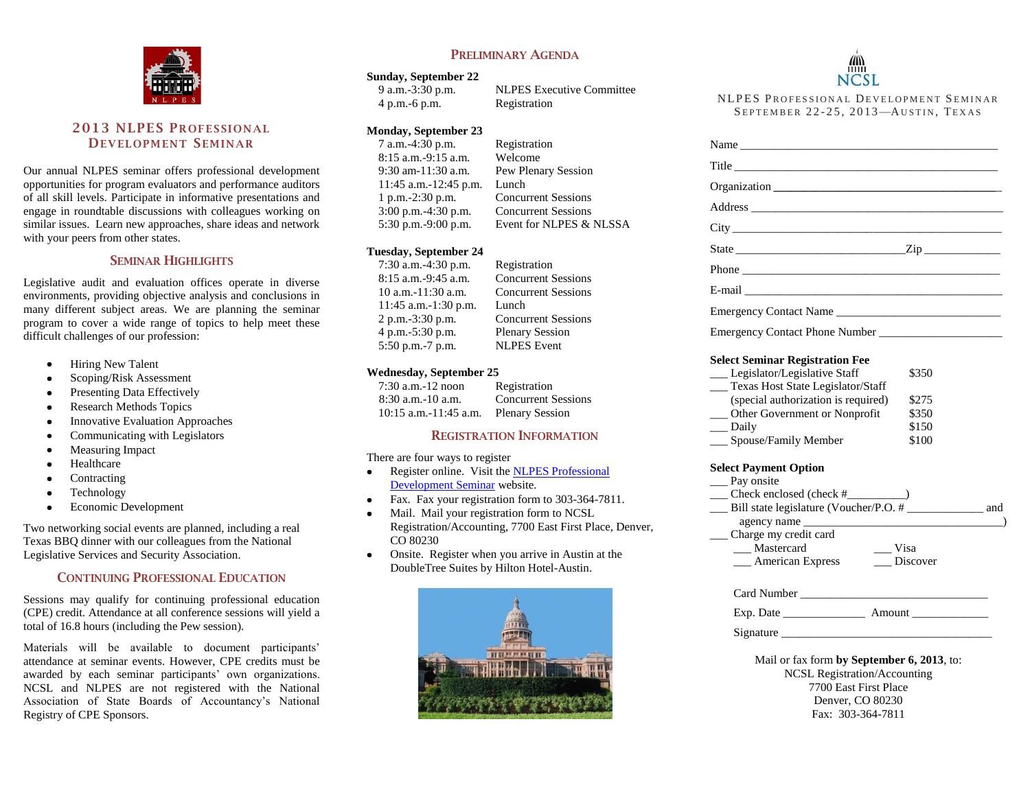## 2013 NLPES Professional Development Seminar

Our annual NLPES seminar offers professional development opportunities for program evaluators and performance auditors of all skill levels. Participate in informative presentations and engage in roundtable discussions with colleagues working on similar issues. Learn new approaches, share ideas and network with your peers from other states.

### Seminar Highlights

Legislative audit and evaluation offices operate in diverse environments, providing objective analysis and conclusions in many different subject areas. We are planning the seminar program to cover a wide range of topics to help meet these difficult challenges of our profession:

- Hiring New Talent
- Scoping/Risk Assessment
- Presenting Data Effectively
- Research Methods Topics
- Innovative Evaluation Approaches
- Communicating with Legislators
- Measuring Impact
- Healthcare
- Contracting
- Technology
- Economic Development

Two networking social events are planned, including a real Texas BBQ dinner with our colleagues from the National Legislative Services and Security Association.

### Continuing Professional Education

Sessions may qualify for continuing professional education (CPE) credit. Attendance at all conference sessions will yield a total of 16.8 hours (including the Pew session).

Materials will be available to document participants' attendance at seminar events. However, CPE credits must be awarded by each seminar participants' own organizations. NCSL and NLPES are not registered with the National Association of State Boards of Accountancy's National Registry of CPE Sponsors.

## Preliminary Agenda

**Sunday, September 22**

| | |
|---|---|
| 9 a.m.-3:30 p.m. | NLPES Executive Committee |
| 4 p.m.-6 p.m. | Registration |

**Monday, September 23**

| | |
|---|---|
| 7 a.m.-4:30 p.m. | Registration |
| 8:15 a.m.-9:15 a.m. | Welcome |
| 9:30 am-11:30 a.m. | Pew Plenary Session |
| 11:45 a.m.-12:45 p.m. | Lunch |
| 1 p.m.-2:30 p.m. | Concurrent Sessions |
| 3:00 p.m.-4:30 p.m. | Concurrent Sessions |
| 5:30 p.m.-9:00 p.m. | Event for NLPES & NLSSA |

**Tuesday, September 24**

| | |
|---|---|
| 7:30 a.m.-4:30 p.m. | Registration |
| 8:15 a.m.-9:45 a.m. | Concurrent Sessions |
| 10 a.m.-11:30 a.m. | Concurrent Sessions |
| 11:45 a.m.-1:30 p.m. | Lunch |
| 2 p.m.-3:30 p.m. | Concurrent Sessions |
| 4 p.m.-5:30 p.m. | Plenary Session |
| 5:50 p.m.-7 p.m. | NLPES Event |

**Wednesday, September 25**

| | |
|---|---|
| 7:30 a.m.-12 noon | Registration |
| 8:30 a.m.-10 a.m. | Concurrent Sessions |
| 10:15 a.m.-11:45 a.m. | Plenary Session |

### Registration Information

There are four ways to register

- Register online. Visit the NLPES Professional Development Seminar website.
- Fax. Fax your registration form to 303-364-7811.
- Mail. Mail your registration form to NCSL Registration/Accounting, 7700 East First Place, Denver, CO 80230
- Onsite. Register when you arrive in Austin at the DoubleTree Suites by Hilton Hotel-Austin.

NCSL

NLPES Professional Development Seminar
September 22-25, 2013—Austin, Texas

Name ____________________________________________

Title _____________________________________________

Organization ______________________________________

Address __________________________________________

City _____________________________________________

State ___________________________ Zip ____________

Phone ___________________________________________

E-mail ___________________________________________

Emergency Contact Name _____________________________

Emergency Contact Phone Number ____________________

**Select Seminar Registration Fee**

| | |
|---|---|
| ___ Legislator/Legislative Staff | $350 |
| ___ Texas Host State Legislator/Staff (special authorization is required) | $275 |
| ___ Other Government or Nonprofit | $350 |
| ___ Daily | $150 |
| ___ Spouse/Family Member | $100 |

**Select Payment Option**

___ Pay onsite
___ Check enclosed (check #__________)
___ Bill state legislature (Voucher/P.O. # _____________ and agency name __________________________________)
___ Charge my credit card
 ___ Mastercard ___ Visa
 ___ American Express ___ Discover

Card Number _______________________________

Exp. Date ______________ Amount _____________

Signature __________________________________

Mail or fax form **by September 6, 2013**, to:
NCSL Registration/Accounting
7700 East First Place
Denver, CO 80230
Fax: 303-364-7811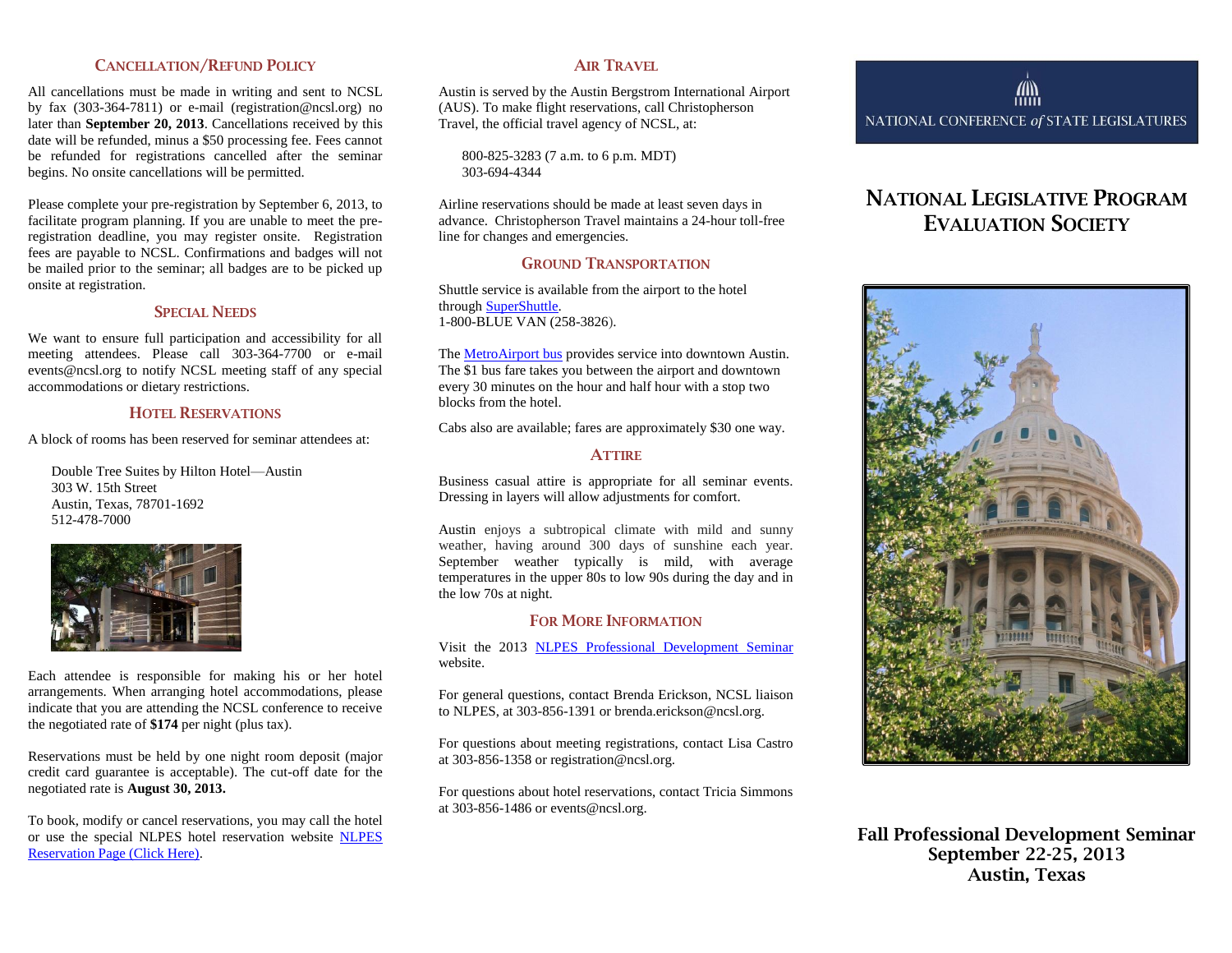## Cancellation/Refund Policy

All cancellations must be made in writing and sent to NCSL by fax (303-364-7811) or e-mail (registration@ncsl.org) no later than **September 20, 2013**. Cancellations received by this date will be refunded, minus a $50 processing fee. Fees cannot be refunded for registrations cancelled after the seminar begins. No onsite cancellations will be permitted.

Please complete your pre-registration by September 6, 2013, to facilitate program planning. If you are unable to meet the pre-registration deadline, you may register onsite. Registration fees are payable to NCSL. Confirmations and badges will not be mailed prior to the seminar; all badges are to be picked up onsite at registration.

## Special Needs

We want to ensure full participation and accessibility for all meeting attendees. Please call 303-364-7700 or e-mail events@ncsl.org to notify NCSL meeting staff of any special accommodations or dietary restrictions.

## Hotel Reservations

A block of rooms has been reserved for seminar attendees at:

Double Tree Suites by Hilton Hotel—Austin
303 W. 15th Street
Austin, Texas, 78701-1692
512-478-7000

Each attendee is responsible for making his or her hotel arrangements. When arranging hotel accommodations, please indicate that you are attending the NCSL conference to receive the negotiated rate of **$174** per night (plus tax).

Reservations must be held by one night room deposit (major credit card guarantee is acceptable). The cut-off date for the negotiated rate is **August 30, 2013.**

To book, modify or cancel reservations, you may call the hotel or use the special NLPES hotel reservation website NLPES Reservation Page (Click Here).

## Air Travel

Austin is served by the Austin Bergstrom International Airport (AUS). To make flight reservations, call Christopherson Travel, the official travel agency of NCSL, at:

800-825-3283 (7 a.m. to 6 p.m. MDT)
303-694-4344

Airline reservations should be made at least seven days in advance. Christopherson Travel maintains a 24-hour toll-free line for changes and emergencies.

## Ground Transportation

Shuttle service is available from the airport to the hotel through SuperShuttle.
1-800-BLUE VAN (258-3826).

The MetroAirport bus provides service into downtown Austin. The $1 bus fare takes you between the airport and downtown every 30 minutes on the hour and half hour with a stop two blocks from the hotel.

Cabs also are available; fares are approximately $30 one way.

## Attire

Business casual attire is appropriate for all seminar events. Dressing in layers will allow adjustments for comfort.

Austin enjoys a subtropical climate with mild and sunny weather, having around 300 days of sunshine each year. September weather typically is mild, with average temperatures in the upper 80s to low 90s during the day and in the low 70s at night.

## For More Information

Visit the 2013 NLPES Professional Development Seminar website.

For general questions, contact Brenda Erickson, NCSL liaison to NLPES, at 303-856-1391 or brenda.erickson@ncsl.org.

For questions about meeting registrations, contact Lisa Castro at 303-856-1358 or registration@ncsl.org.

For questions about hotel reservations, contact Tricia Simmons at 303-856-1486 or events@ncsl.org.

NATIONAL CONFERENCE *of* STATE LEGISLATURES

# National Legislative Program Evaluation Society

**Fall Professional Development Seminar**
**September 22-25, 2013**
**Austin, Texas**